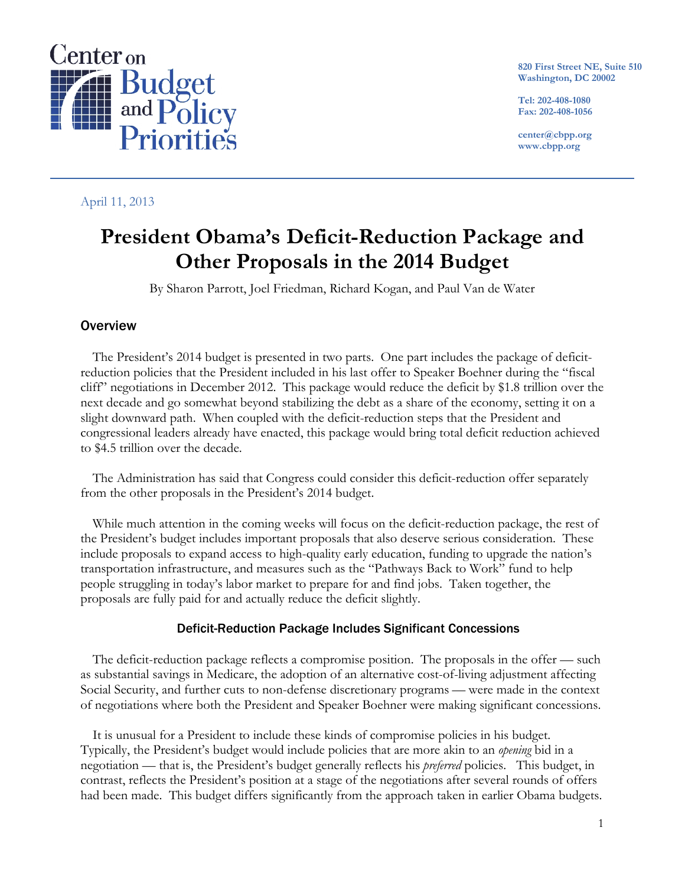Center on Budget and Policy Priorities

820 First Street NE, Suite 510
Washington, DC 20002

Tel: 202-408-1080
Fax: 202-408-1056

center@cbpp.org
www.cbpp.org

April 11, 2013

# President Obama's Deficit-Reduction Package and Other Proposals in the 2014 Budget

By Sharon Parrott, Joel Friedman, Richard Kogan, and Paul Van de Water

## Overview

The President's 2014 budget is presented in two parts. One part includes the package of deficit-reduction policies that the President included in his last offer to Speaker Boehner during the "fiscal cliff" negotiations in December 2012. This package would reduce the deficit by \$1.8 trillion over the next decade and go somewhat beyond stabilizing the debt as a share of the economy, setting it on a slight downward path. When coupled with the deficit-reduction steps that the President and congressional leaders already have enacted, this package would bring total deficit reduction achieved to \$4.5 trillion over the decade.

The Administration has said that Congress could consider this deficit-reduction offer separately from the other proposals in the President's 2014 budget.

While much attention in the coming weeks will focus on the deficit-reduction package, the rest of the President's budget includes important proposals that also deserve serious consideration. These include proposals to expand access to high-quality early education, funding to upgrade the nation's transportation infrastructure, and measures such as the "Pathways Back to Work" fund to help people struggling in today's labor market to prepare for and find jobs. Taken together, the proposals are fully paid for and actually reduce the deficit slightly.

### Deficit-Reduction Package Includes Significant Concessions

The deficit-reduction package reflects a compromise position. The proposals in the offer — such as substantial savings in Medicare, the adoption of an alternative cost-of-living adjustment affecting Social Security, and further cuts to non-defense discretionary programs — were made in the context of negotiations where both the President and Speaker Boehner were making significant concessions.

It is unusual for a President to include these kinds of compromise policies in his budget. Typically, the President's budget would include policies that are more akin to an *opening* bid in a negotiation — that is, the President's budget generally reflects his *preferred* policies. This budget, in contrast, reflects the President's position at a stage of the negotiations after several rounds of offers had been made. This budget differs significantly from the approach taken in earlier Obama budgets.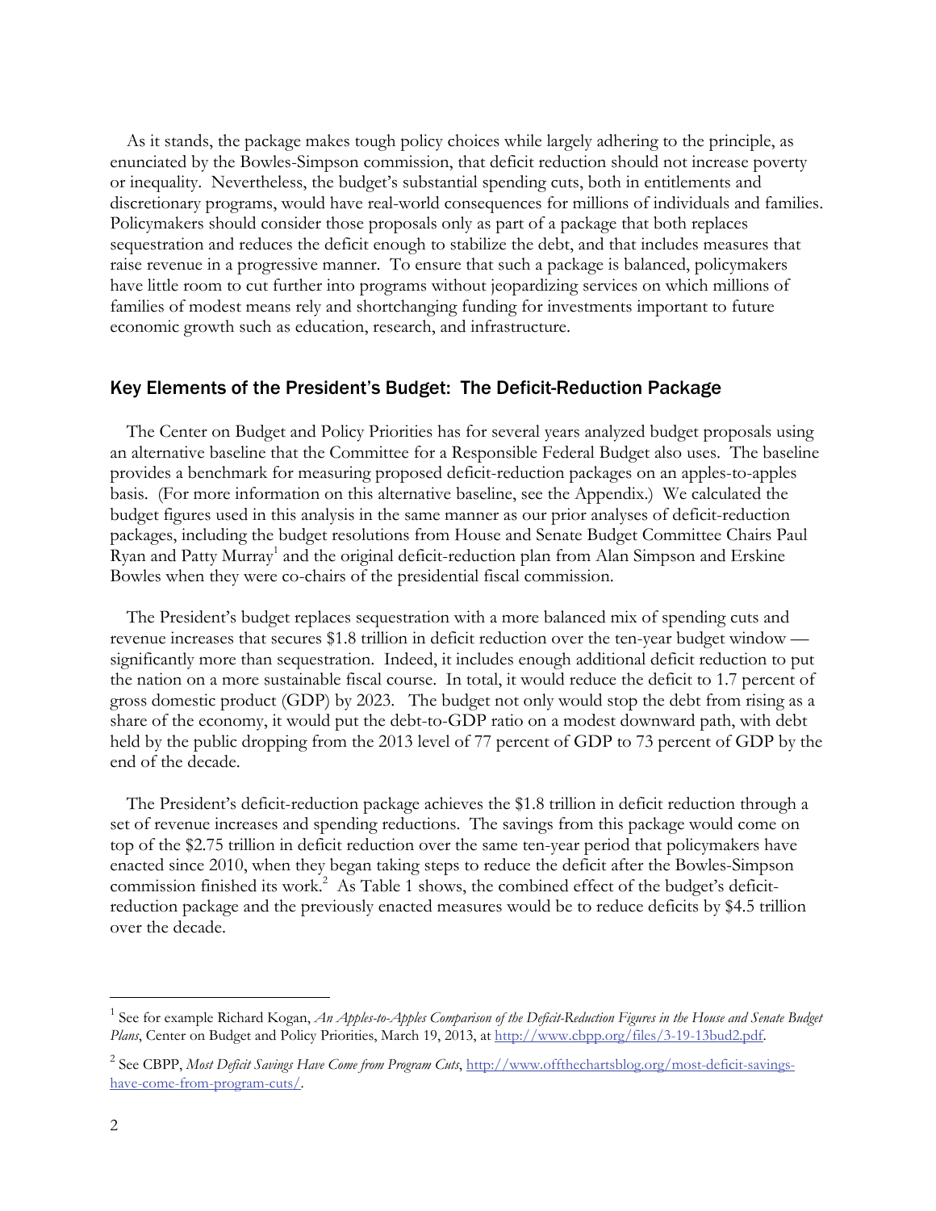As it stands, the package makes tough policy choices while largely adhering to the principle, as enunciated by the Bowles-Simpson commission, that deficit reduction should not increase poverty or inequality. Nevertheless, the budget's substantial spending cuts, both in entitlements and discretionary programs, would have real-world consequences for millions of individuals and families. Policymakers should consider those proposals only as part of a package that both replaces sequestration and reduces the deficit enough to stabilize the debt, and that includes measures that raise revenue in a progressive manner. To ensure that such a package is balanced, policymakers have little room to cut further into programs without jeopardizing services on which millions of families of modest means rely and shortchanging funding for investments important to future economic growth such as education, research, and infrastructure.

## Key Elements of the President's Budget: The Deficit-Reduction Package

The Center on Budget and Policy Priorities has for several years analyzed budget proposals using an alternative baseline that the Committee for a Responsible Federal Budget also uses. The baseline provides a benchmark for measuring proposed deficit-reduction packages on an apples-to-apples basis. (For more information on this alternative baseline, see the Appendix.) We calculated the budget figures used in this analysis in the same manner as our prior analyses of deficit-reduction packages, including the budget resolutions from House and Senate Budget Committee Chairs Paul Ryan and Patty Murray[1] and the original deficit-reduction plan from Alan Simpson and Erskine Bowles when they were co-chairs of the presidential fiscal commission.

The President's budget replaces sequestration with a more balanced mix of spending cuts and revenue increases that secures $1.8 trillion in deficit reduction over the ten-year budget window — significantly more than sequestration. Indeed, it includes enough additional deficit reduction to put the nation on a more sustainable fiscal course. In total, it would reduce the deficit to 1.7 percent of gross domestic product (GDP) by 2023. The budget not only would stop the debt from rising as a share of the economy, it would put the debt-to-GDP ratio on a modest downward path, with debt held by the public dropping from the 2013 level of 77 percent of GDP to 73 percent of GDP by the end of the decade.

The President's deficit-reduction package achieves the $1.8 trillion in deficit reduction through a set of revenue increases and spending reductions. The savings from this package would come on top of the $2.75 trillion in deficit reduction over the same ten-year period that policymakers have enacted since 2010, when they began taking steps to reduce the deficit after the Bowles-Simpson commission finished its work.[2] As Table 1 shows, the combined effect of the budget's deficit-reduction package and the previously enacted measures would be to reduce deficits by $4.5 trillion over the decade.

---

[1] See for example Richard Kogan, *An Apples-to-Apples Comparison of the Deficit-Reduction Figures in the House and Senate Budget Plans*, Center on Budget and Policy Priorities, March 19, 2013, at http://www.cbpp.org/files/3-19-13bud2.pdf.

[2] See CBPP, *Most Deficit Savings Have Come from Program Cuts*, http://www.offthechartsblog.org/most-deficit-savings-have-come-from-program-cuts/.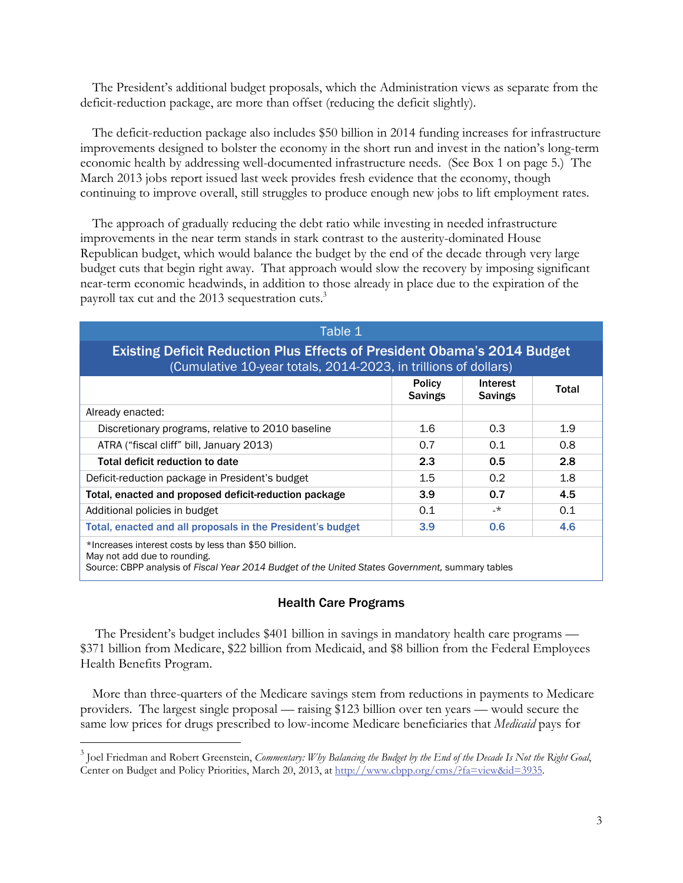The President's additional budget proposals, which the Administration views as separate from the deficit-reduction package, are more than offset (reducing the deficit slightly).

The deficit-reduction package also includes $50 billion in 2014 funding increases for infrastructure improvements designed to bolster the economy in the short run and invest in the nation's long-term economic health by addressing well-documented infrastructure needs. (See Box 1 on page 5.) The March 2013 jobs report issued last week provides fresh evidence that the economy, though continuing to improve overall, still struggles to produce enough new jobs to lift employment rates.

The approach of gradually reducing the debt ratio while investing in needed infrastructure improvements in the near term stands in stark contrast to the austerity-dominated House Republican budget, which would balance the budget by the end of the decade through very large budget cuts that begin right away. That approach would slow the recovery by imposing significant near-term economic headwinds, in addition to those already in place due to the expiration of the payroll tax cut and the 2013 sequestration cuts.[3]

**Table 1**

**Existing Deficit Reduction Plus Effects of President Obama's 2014 Budget**
(Cumulative 10-year totals, 2014-2023, in trillions of dollars)

| | Policy Savings | Interest Savings | Total |
|---|---|---|---|
| Already enacted: | | | |
| Discretionary programs, relative to 2010 baseline | 1.6 | 0.3 | 1.9 |
| ATRA ("fiscal cliff" bill, January 2013) | 0.7 | 0.1 | 0.8 |
| **Total deficit reduction to date** | **2.3** | **0.5** | **2.8** |
| Deficit-reduction package in President's budget | 1.5 | 0.2 | 1.8 |
| **Total, enacted and proposed deficit-reduction package** | **3.9** | **0.7** | **4.5** |
| Additional policies in budget | 0.1 | -* | 0.1 |
| **Total, enacted and all proposals in the President's budget** | **3.9** | **0.6** | **4.6** |

*Increases interest costs by less than $50 billion.
May not add due to rounding.
Source: CBPP analysis of *Fiscal Year 2014 Budget of the United States Government,* summary tables

### Health Care Programs

The President's budget includes $401 billion in savings in mandatory health care programs — $371 billion from Medicare, $22 billion from Medicaid, and $8 billion from the Federal Employees Health Benefits Program.

More than three-quarters of the Medicare savings stem from reductions in payments to Medicare providers. The largest single proposal — raising $123 billion over ten years — would secure the same low prices for drugs prescribed to low-income Medicare beneficiaries that *Medicaid* pays for

[3] Joel Friedman and Robert Greenstein, *Commentary: Why Balancing the Budget by the End of the Decade Is Not the Right Goal*, Center on Budget and Policy Priorities, March 20, 2013, at http://www.cbpp.org/cms/?fa=view&id=3935.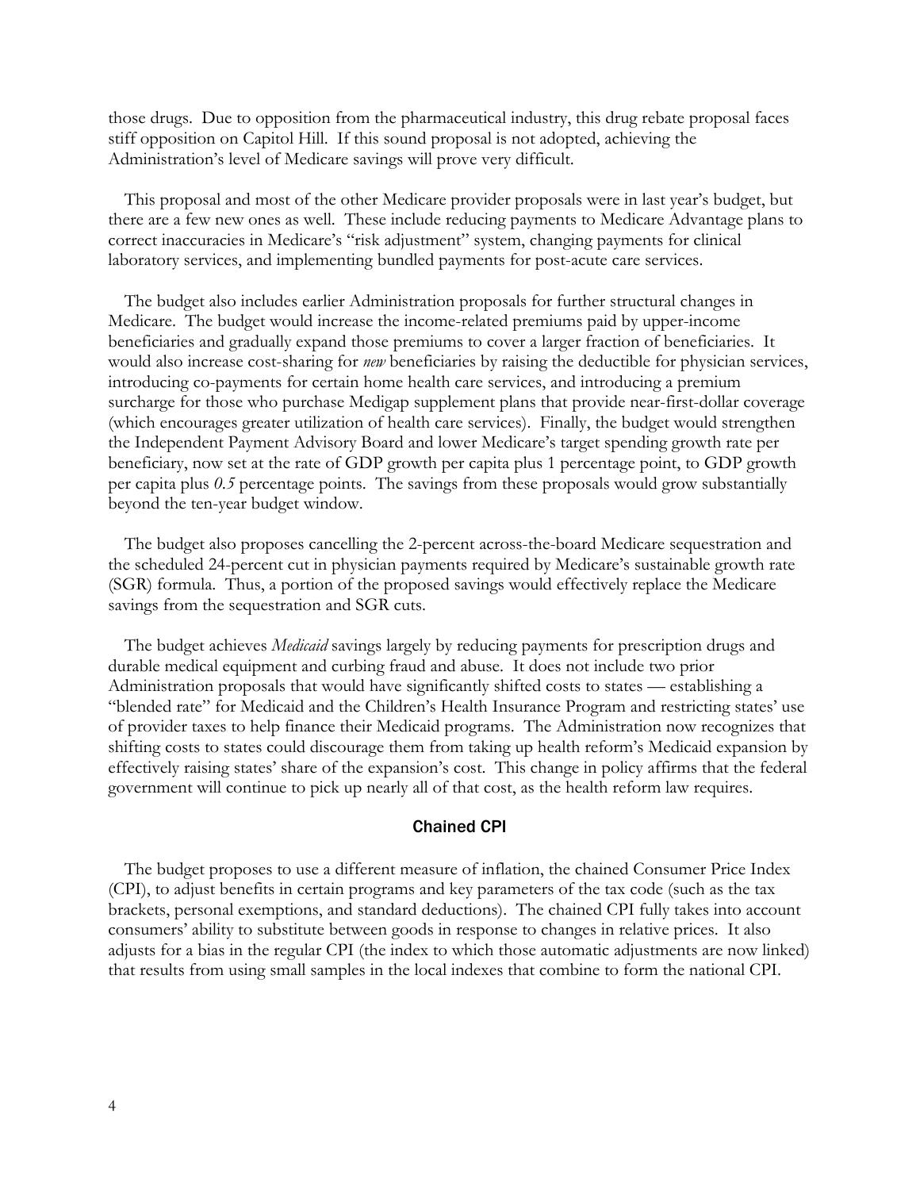those drugs. Due to opposition from the pharmaceutical industry, this drug rebate proposal faces stiff opposition on Capitol Hill. If this sound proposal is not adopted, achieving the Administration's level of Medicare savings will prove very difficult.

This proposal and most of the other Medicare provider proposals were in last year's budget, but there are a few new ones as well. These include reducing payments to Medicare Advantage plans to correct inaccuracies in Medicare's "risk adjustment" system, changing payments for clinical laboratory services, and implementing bundled payments for post-acute care services.

The budget also includes earlier Administration proposals for further structural changes in Medicare. The budget would increase the income-related premiums paid by upper-income beneficiaries and gradually expand those premiums to cover a larger fraction of beneficiaries. It would also increase cost-sharing for *new* beneficiaries by raising the deductible for physician services, introducing co-payments for certain home health care services, and introducing a premium surcharge for those who purchase Medigap supplement plans that provide near-first-dollar coverage (which encourages greater utilization of health care services). Finally, the budget would strengthen the Independent Payment Advisory Board and lower Medicare's target spending growth rate per beneficiary, now set at the rate of GDP growth per capita plus 1 percentage point, to GDP growth per capita plus *0.5* percentage points. The savings from these proposals would grow substantially beyond the ten-year budget window.

The budget also proposes cancelling the 2-percent across-the-board Medicare sequestration and the scheduled 24-percent cut in physician payments required by Medicare's sustainable growth rate (SGR) formula. Thus, a portion of the proposed savings would effectively replace the Medicare savings from the sequestration and SGR cuts.

The budget achieves *Medicaid* savings largely by reducing payments for prescription drugs and durable medical equipment and curbing fraud and abuse. It does not include two prior Administration proposals that would have significantly shifted costs to states — establishing a "blended rate" for Medicaid and the Children's Health Insurance Program and restricting states' use of provider taxes to help finance their Medicaid programs. The Administration now recognizes that shifting costs to states could discourage them from taking up health reform's Medicaid expansion by effectively raising states' share of the expansion's cost. This change in policy affirms that the federal government will continue to pick up nearly all of that cost, as the health reform law requires.

### Chained CPI

The budget proposes to use a different measure of inflation, the chained Consumer Price Index (CPI), to adjust benefits in certain programs and key parameters of the tax code (such as the tax brackets, personal exemptions, and standard deductions). The chained CPI fully takes into account consumers' ability to substitute between goods in response to changes in relative prices. It also adjusts for a bias in the regular CPI (the index to which those automatic adjustments are now linked) that results from using small samples in the local indexes that combine to form the national CPI.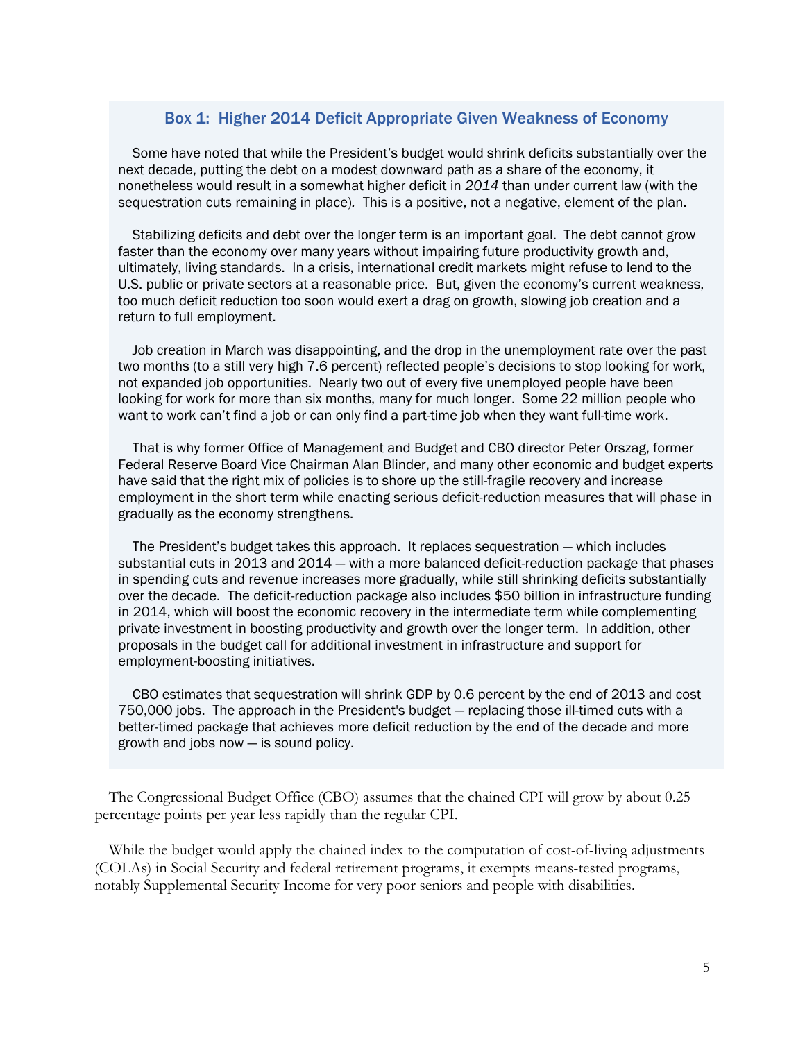### Box 1: Higher 2014 Deficit Appropriate Given Weakness of Economy

Some have noted that while the President's budget would shrink deficits substantially over the next decade, putting the debt on a modest downward path as a share of the economy, it nonetheless would result in a somewhat higher deficit in *2014* than under current law (with the sequestration cuts remaining in place). This is a positive, not a negative, element of the plan.

Stabilizing deficits and debt over the longer term is an important goal. The debt cannot grow faster than the economy over many years without impairing future productivity growth and, ultimately, living standards. In a crisis, international credit markets might refuse to lend to the U.S. public or private sectors at a reasonable price. But, given the economy's current weakness, too much deficit reduction too soon would exert a drag on growth, slowing job creation and a return to full employment.

Job creation in March was disappointing, and the drop in the unemployment rate over the past two months (to a still very high 7.6 percent) reflected people's decisions to stop looking for work, not expanded job opportunities. Nearly two out of every five unemployed people have been looking for work for more than six months, many for much longer. Some 22 million people who want to work can't find a job or can only find a part-time job when they want full-time work.

That is why former Office of Management and Budget and CBO director Peter Orszag, former Federal Reserve Board Vice Chairman Alan Blinder, and many other economic and budget experts have said that the right mix of policies is to shore up the still-fragile recovery and increase employment in the short term while enacting serious deficit-reduction measures that will phase in gradually as the economy strengthens.

The President's budget takes this approach. It replaces sequestration — which includes substantial cuts in 2013 and 2014 — with a more balanced deficit-reduction package that phases in spending cuts and revenue increases more gradually, while still shrinking deficits substantially over the decade. The deficit-reduction package also includes $50 billion in infrastructure funding in 2014, which will boost the economic recovery in the intermediate term while complementing private investment in boosting productivity and growth over the longer term. In addition, other proposals in the budget call for additional investment in infrastructure and support for employment-boosting initiatives.

CBO estimates that sequestration will shrink GDP by 0.6 percent by the end of 2013 and cost 750,000 jobs. The approach in the President's budget — replacing those ill-timed cuts with a better-timed package that achieves more deficit reduction by the end of the decade and more growth and jobs now — is sound policy.

The Congressional Budget Office (CBO) assumes that the chained CPI will grow by about 0.25 percentage points per year less rapidly than the regular CPI.

While the budget would apply the chained index to the computation of cost-of-living adjustments (COLAs) in Social Security and federal retirement programs, it exempts means-tested programs, notably Supplemental Security Income for very poor seniors and people with disabilities.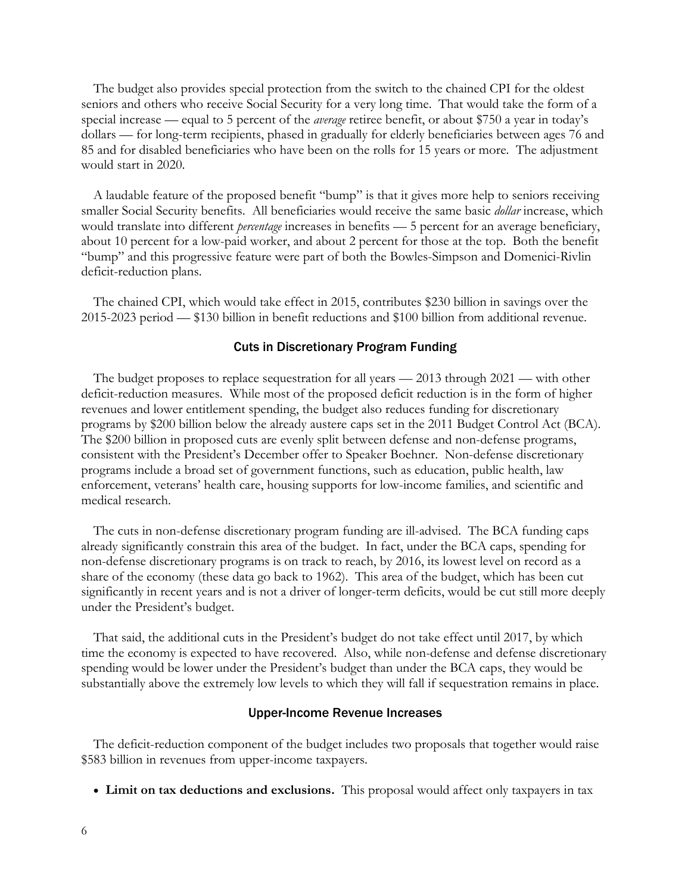The budget also provides special protection from the switch to the chained CPI for the oldest seniors and others who receive Social Security for a very long time. That would take the form of a special increase — equal to 5 percent of the *average* retiree benefit, or about $750 a year in today's dollars — for long-term recipients, phased in gradually for elderly beneficiaries between ages 76 and 85 and for disabled beneficiaries who have been on the rolls for 15 years or more. The adjustment would start in 2020.

A laudable feature of the proposed benefit "bump" is that it gives more help to seniors receiving smaller Social Security benefits. All beneficiaries would receive the same basic *dollar* increase, which would translate into different *percentage* increases in benefits — 5 percent for an average beneficiary, about 10 percent for a low-paid worker, and about 2 percent for those at the top. Both the benefit "bump" and this progressive feature were part of both the Bowles-Simpson and Domenici-Rivlin deficit-reduction plans.

The chained CPI, which would take effect in 2015, contributes $230 billion in savings over the 2015-2023 period — $130 billion in benefit reductions and $100 billion from additional revenue.

### Cuts in Discretionary Program Funding

The budget proposes to replace sequestration for all years — 2013 through 2021 — with other deficit-reduction measures. While most of the proposed deficit reduction is in the form of higher revenues and lower entitlement spending, the budget also reduces funding for discretionary programs by $200 billion below the already austere caps set in the 2011 Budget Control Act (BCA). The $200 billion in proposed cuts are evenly split between defense and non-defense programs, consistent with the President's December offer to Speaker Boehner. Non-defense discretionary programs include a broad set of government functions, such as education, public health, law enforcement, veterans' health care, housing supports for low-income families, and scientific and medical research.

The cuts in non-defense discretionary program funding are ill-advised. The BCA funding caps already significantly constrain this area of the budget. In fact, under the BCA caps, spending for non-defense discretionary programs is on track to reach, by 2016, its lowest level on record as a share of the economy (these data go back to 1962). This area of the budget, which has been cut significantly in recent years and is not a driver of longer-term deficits, would be cut still more deeply under the President's budget.

That said, the additional cuts in the President's budget do not take effect until 2017, by which time the economy is expected to have recovered. Also, while non-defense and defense discretionary spending would be lower under the President's budget than under the BCA caps, they would be substantially above the extremely low levels to which they will fall if sequestration remains in place.

### Upper-Income Revenue Increases

The deficit-reduction component of the budget includes two proposals that together would raise $583 billion in revenues from upper-income taxpayers.

- **Limit on tax deductions and exclusions.** This proposal would affect only taxpayers in tax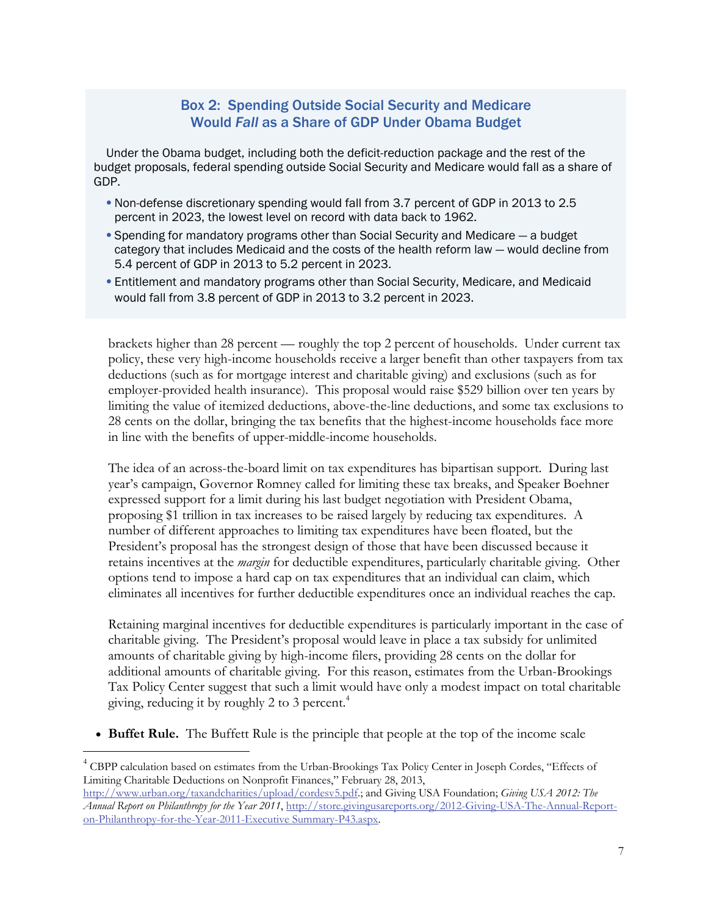### Box 2: Spending Outside Social Security and Medicare Would *Fall* as a Share of GDP Under Obama Budget

Under the Obama budget, including both the deficit-reduction package and the rest of the budget proposals, federal spending outside Social Security and Medicare would fall as a share of GDP.

- Non-defense discretionary spending would fall from 3.7 percent of GDP in 2013 to 2.5 percent in 2023, the lowest level on record with data back to 1962.
- Spending for mandatory programs other than Social Security and Medicare — a budget category that includes Medicaid and the costs of the health reform law — would decline from 5.4 percent of GDP in 2013 to 5.2 percent in 2023.
- Entitlement and mandatory programs other than Social Security, Medicare, and Medicaid would fall from 3.8 percent of GDP in 2013 to 3.2 percent in 2023.

brackets higher than 28 percent — roughly the top 2 percent of households. Under current tax policy, these very high-income households receive a larger benefit than other taxpayers from tax deductions (such as for mortgage interest and charitable giving) and exclusions (such as for employer-provided health insurance). This proposal would raise $529 billion over ten years by limiting the value of itemized deductions, above-the-line deductions, and some tax exclusions to 28 cents on the dollar, bringing the tax benefits that the highest-income households face more in line with the benefits of upper-middle-income households.

The idea of an across-the-board limit on tax expenditures has bipartisan support. During last year's campaign, Governor Romney called for limiting these tax breaks, and Speaker Boehner expressed support for a limit during his last budget negotiation with President Obama, proposing $1 trillion in tax increases to be raised largely by reducing tax expenditures. A number of different approaches to limiting tax expenditures have been floated, but the President's proposal has the strongest design of those that have been discussed because it retains incentives at the *margin* for deductible expenditures, particularly charitable giving. Other options tend to impose a hard cap on tax expenditures that an individual can claim, which eliminates all incentives for further deductible expenditures once an individual reaches the cap.

Retaining marginal incentives for deductible expenditures is particularly important in the case of charitable giving. The President's proposal would leave in place a tax subsidy for unlimited amounts of charitable giving by high-income filers, providing 28 cents on the dollar for additional amounts of charitable giving. For this reason, estimates from the Urban-Brookings Tax Policy Center suggest that such a limit would have only a modest impact on total charitable giving, reducing it by roughly 2 to 3 percent.[4]

- **Buffet Rule.** The Buffett Rule is the principle that people at the top of the income scale

[4] CBPP calculation based on estimates from the Urban-Brookings Tax Policy Center in Joseph Cordes, "Effects of Limiting Charitable Deductions on Nonprofit Finances," February 28, 2013, http://www.urban.org/taxandcharities/upload/cordesv5.pdf.; and Giving USA Foundation; *Giving USA 2012: The Annual Report on Philanthropy for the Year 2011*, http://store.givingusareports.org/2012-Giving-USA-The-Annual-Report-on-Philanthropy-for-the-Year-2011-Executive Summary-P43.aspx.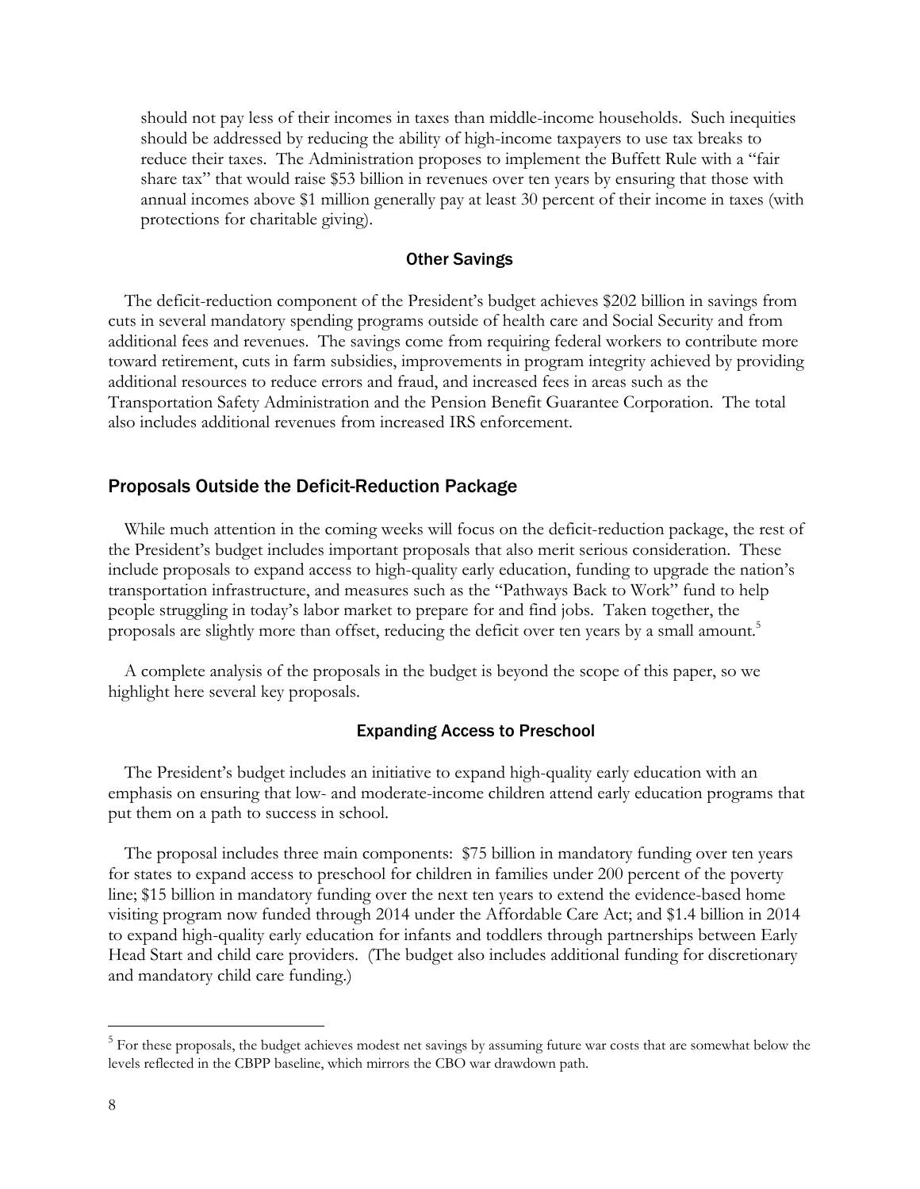should not pay less of their incomes in taxes than middle-income households. Such inequities should be addressed by reducing the ability of high-income taxpayers to use tax breaks to reduce their taxes. The Administration proposes to implement the Buffett Rule with a "fair share tax" that would raise $53 billion in revenues over ten years by ensuring that those with annual incomes above $1 million generally pay at least 30 percent of their income in taxes (with protections for charitable giving).

### Other Savings

The deficit-reduction component of the President's budget achieves $202 billion in savings from cuts in several mandatory spending programs outside of health care and Social Security and from additional fees and revenues. The savings come from requiring federal workers to contribute more toward retirement, cuts in farm subsidies, improvements in program integrity achieved by providing additional resources to reduce errors and fraud, and increased fees in areas such as the Transportation Safety Administration and the Pension Benefit Guarantee Corporation. The total also includes additional revenues from increased IRS enforcement.

## Proposals Outside the Deficit-Reduction Package

While much attention in the coming weeks will focus on the deficit-reduction package, the rest of the President's budget includes important proposals that also merit serious consideration. These include proposals to expand access to high-quality early education, funding to upgrade the nation's transportation infrastructure, and measures such as the "Pathways Back to Work" fund to help people struggling in today's labor market to prepare for and find jobs. Taken together, the proposals are slightly more than offset, reducing the deficit over ten years by a small amount.[5]

A complete analysis of the proposals in the budget is beyond the scope of this paper, so we highlight here several key proposals.

### Expanding Access to Preschool

The President's budget includes an initiative to expand high-quality early education with an emphasis on ensuring that low- and moderate-income children attend early education programs that put them on a path to success in school.

The proposal includes three main components: $75 billion in mandatory funding over ten years for states to expand access to preschool for children in families under 200 percent of the poverty line; $15 billion in mandatory funding over the next ten years to extend the evidence-based home visiting program now funded through 2014 under the Affordable Care Act; and $1.4 billion in 2014 to expand high-quality early education for infants and toddlers through partnerships between Early Head Start and child care providers. (The budget also includes additional funding for discretionary and mandatory child care funding.)

---

[5] For these proposals, the budget achieves modest net savings by assuming future war costs that are somewhat below the levels reflected in the CBPP baseline, which mirrors the CBO war drawdown path.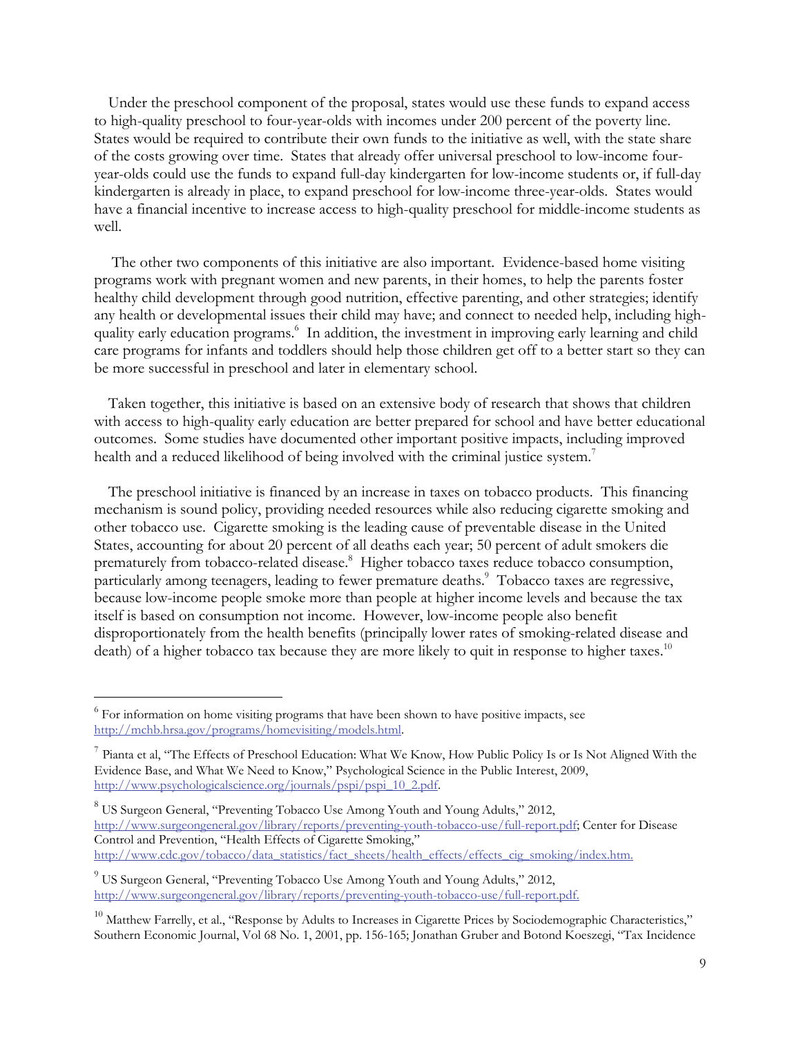Under the preschool component of the proposal, states would use these funds to expand access to high-quality preschool to four-year-olds with incomes under 200 percent of the poverty line. States would be required to contribute their own funds to the initiative as well, with the state share of the costs growing over time. States that already offer universal preschool to low-income four-year-olds could use the funds to expand full-day kindergarten for low-income students or, if full-day kindergarten is already in place, to expand preschool for low-income three-year-olds. States would have a financial incentive to increase access to high-quality preschool for middle-income students as well.

The other two components of this initiative are also important. Evidence-based home visiting programs work with pregnant women and new parents, in their homes, to help the parents foster healthy child development through good nutrition, effective parenting, and other strategies; identify any health or developmental issues their child may have; and connect to needed help, including high-quality early education programs.[6] In addition, the investment in improving early learning and child care programs for infants and toddlers should help those children get off to a better start so they can be more successful in preschool and later in elementary school.

Taken together, this initiative is based on an extensive body of research that shows that children with access to high-quality early education are better prepared for school and have better educational outcomes. Some studies have documented other important positive impacts, including improved health and a reduced likelihood of being involved with the criminal justice system.[7]

The preschool initiative is financed by an increase in taxes on tobacco products. This financing mechanism is sound policy, providing needed resources while also reducing cigarette smoking and other tobacco use. Cigarette smoking is the leading cause of preventable disease in the United States, accounting for about 20 percent of all deaths each year; 50 percent of adult smokers die prematurely from tobacco-related disease.[8] Higher tobacco taxes reduce tobacco consumption, particularly among teenagers, leading to fewer premature deaths.[9] Tobacco taxes are regressive, because low-income people smoke more than people at higher income levels and because the tax itself is based on consumption not income. However, low-income people also benefit disproportionately from the health benefits (principally lower rates of smoking-related disease and death) of a higher tobacco tax because they are more likely to quit in response to higher taxes.[10]

---

[6] For information on home visiting programs that have been shown to have positive impacts, see http://mchb.hrsa.gov/programs/homevisiting/models.html.

[7] Pianta et al, "The Effects of Preschool Education: What We Know, How Public Policy Is or Is Not Aligned With the Evidence Base, and What We Need to Know," Psychological Science in the Public Interest, 2009, http://www.psychologicalscience.org/journals/pspi/pspi_10_2.pdf.

[8] US Surgeon General, "Preventing Tobacco Use Among Youth and Young Adults," 2012, http://www.surgeongeneral.gov/library/reports/preventing-youth-tobacco-use/full-report.pdf; Center for Disease Control and Prevention, "Health Effects of Cigarette Smoking," http://www.cdc.gov/tobacco/data_statistics/fact_sheets/health_effects/effects_cig_smoking/index.htm.

[9] US Surgeon General, "Preventing Tobacco Use Among Youth and Young Adults," 2012, http://www.surgeongeneral.gov/library/reports/preventing-youth-tobacco-use/full-report.pdf.

[10] Matthew Farrelly, et al., "Response by Adults to Increases in Cigarette Prices by Sociodemographic Characteristics," Southern Economic Journal, Vol 68 No. 1, 2001, pp. 156-165; Jonathan Gruber and Botond Koeszegi, "Tax Incidence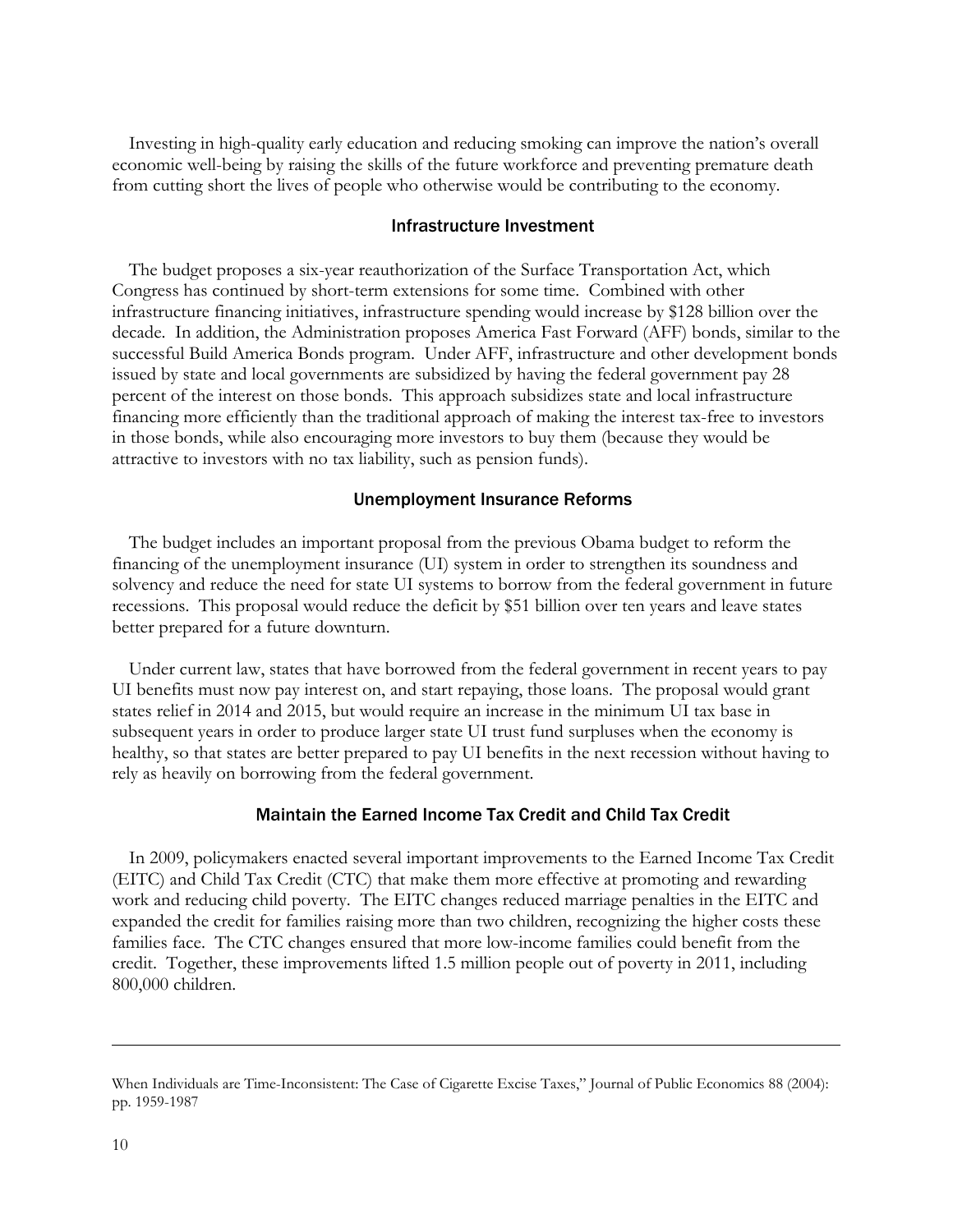Investing in high-quality early education and reducing smoking can improve the nation's overall economic well-being by raising the skills of the future workforce and preventing premature death from cutting short the lives of people who otherwise would be contributing to the economy.

### Infrastructure Investment

The budget proposes a six-year reauthorization of the Surface Transportation Act, which Congress has continued by short-term extensions for some time. Combined with other infrastructure financing initiatives, infrastructure spending would increase by $128 billion over the decade. In addition, the Administration proposes America Fast Forward (AFF) bonds, similar to the successful Build America Bonds program. Under AFF, infrastructure and other development bonds issued by state and local governments are subsidized by having the federal government pay 28 percent of the interest on those bonds. This approach subsidizes state and local infrastructure financing more efficiently than the traditional approach of making the interest tax-free to investors in those bonds, while also encouraging more investors to buy them (because they would be attractive to investors with no tax liability, such as pension funds).

### Unemployment Insurance Reforms

The budget includes an important proposal from the previous Obama budget to reform the financing of the unemployment insurance (UI) system in order to strengthen its soundness and solvency and reduce the need for state UI systems to borrow from the federal government in future recessions. This proposal would reduce the deficit by $51 billion over ten years and leave states better prepared for a future downturn.

Under current law, states that have borrowed from the federal government in recent years to pay UI benefits must now pay interest on, and start repaying, those loans. The proposal would grant states relief in 2014 and 2015, but would require an increase in the minimum UI tax base in subsequent years in order to produce larger state UI trust fund surpluses when the economy is healthy, so that states are better prepared to pay UI benefits in the next recession without having to rely as heavily on borrowing from the federal government.

### Maintain the Earned Income Tax Credit and Child Tax Credit

In 2009, policymakers enacted several important improvements to the Earned Income Tax Credit (EITC) and Child Tax Credit (CTC) that make them more effective at promoting and rewarding work and reducing child poverty. The EITC changes reduced marriage penalties in the EITC and expanded the credit for families raising more than two children, recognizing the higher costs these families face. The CTC changes ensured that more low-income families could benefit from the credit. Together, these improvements lifted 1.5 million people out of poverty in 2011, including 800,000 children.

---

When Individuals are Time-Inconsistent: The Case of Cigarette Excise Taxes," Journal of Public Economics 88 (2004): pp. 1959-1987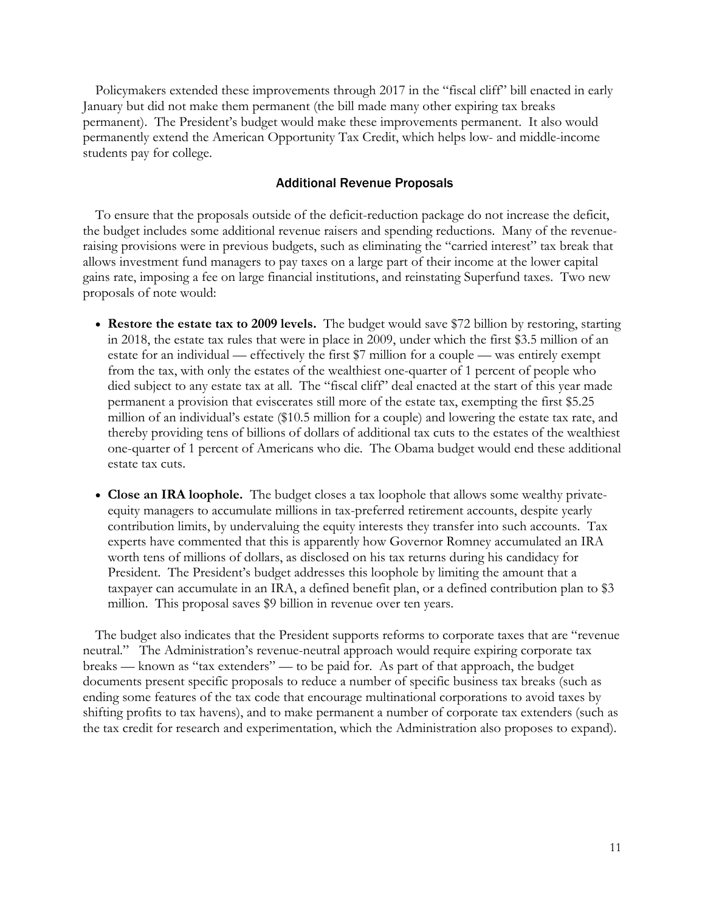Policymakers extended these improvements through 2017 in the "fiscal cliff" bill enacted in early January but did not make them permanent (the bill made many other expiring tax breaks permanent). The President's budget would make these improvements permanent. It also would permanently extend the American Opportunity Tax Credit, which helps low- and middle-income students pay for college.

### Additional Revenue Proposals

To ensure that the proposals outside of the deficit-reduction package do not increase the deficit, the budget includes some additional revenue raisers and spending reductions. Many of the revenue-raising provisions were in previous budgets, such as eliminating the "carried interest" tax break that allows investment fund managers to pay taxes on a large part of their income at the lower capital gains rate, imposing a fee on large financial institutions, and reinstating Superfund taxes. Two new proposals of note would:

- **Restore the estate tax to 2009 levels.** The budget would save $72 billion by restoring, starting in 2018, the estate tax rules that were in place in 2009, under which the first $3.5 million of an estate for an individual — effectively the first $7 million for a couple — was entirely exempt from the tax, with only the estates of the wealthiest one-quarter of 1 percent of people who died subject to any estate tax at all. The "fiscal cliff" deal enacted at the start of this year made permanent a provision that eviscerates still more of the estate tax, exempting the first $5.25 million of an individual's estate ($10.5 million for a couple) and lowering the estate tax rate, and thereby providing tens of billions of dollars of additional tax cuts to the estates of the wealthiest one-quarter of 1 percent of Americans who die. The Obama budget would end these additional estate tax cuts.

- **Close an IRA loophole.** The budget closes a tax loophole that allows some wealthy private-equity managers to accumulate millions in tax-preferred retirement accounts, despite yearly contribution limits, by undervaluing the equity interests they transfer into such accounts. Tax experts have commented that this is apparently how Governor Romney accumulated an IRA worth tens of millions of dollars, as disclosed on his tax returns during his candidacy for President. The President's budget addresses this loophole by limiting the amount that a taxpayer can accumulate in an IRA, a defined benefit plan, or a defined contribution plan to $3 million. This proposal saves $9 billion in revenue over ten years.

The budget also indicates that the President supports reforms to corporate taxes that are "revenue neutral." The Administration's revenue-neutral approach would require expiring corporate tax breaks — known as "tax extenders" — to be paid for. As part of that approach, the budget documents present specific proposals to reduce a number of specific business tax breaks (such as ending some features of the tax code that encourage multinational corporations to avoid taxes by shifting profits to tax havens), and to make permanent a number of corporate tax extenders (such as the tax credit for research and experimentation, which the Administration also proposes to expand).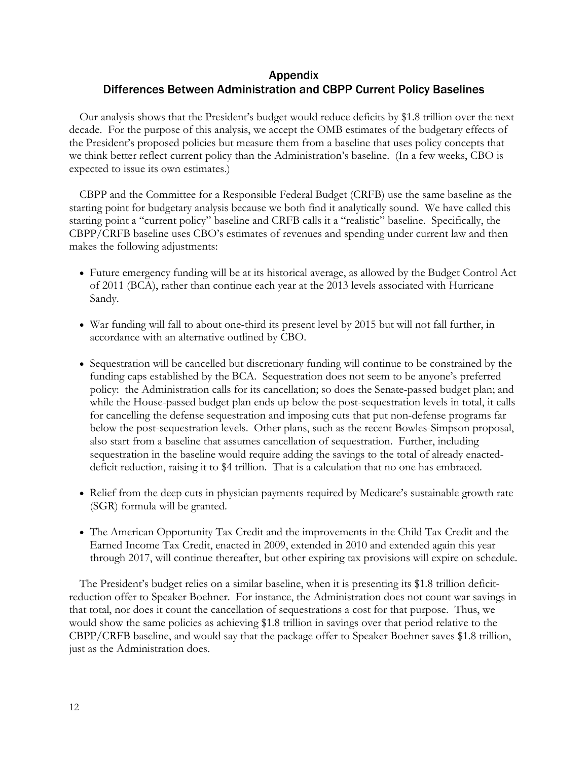## Appendix
## Differences Between Administration and CBPP Current Policy Baselines

Our analysis shows that the President's budget would reduce deficits by $1.8 trillion over the next decade. For the purpose of this analysis, we accept the OMB estimates of the budgetary effects of the President's proposed policies but measure them from a baseline that uses policy concepts that we think better reflect current policy than the Administration's baseline. (In a few weeks, CBO is expected to issue its own estimates.)

CBPP and the Committee for a Responsible Federal Budget (CRFB) use the same baseline as the starting point for budgetary analysis because we both find it analytically sound. We have called this starting point a "current policy" baseline and CRFB calls it a "realistic" baseline. Specifically, the CBPP/CRFB baseline uses CBO's estimates of revenues and spending under current law and then makes the following adjustments:

- Future emergency funding will be at its historical average, as allowed by the Budget Control Act of 2011 (BCA), rather than continue each year at the 2013 levels associated with Hurricane Sandy.
- War funding will fall to about one-third its present level by 2015 but will not fall further, in accordance with an alternative outlined by CBO.
- Sequestration will be cancelled but discretionary funding will continue to be constrained by the funding caps established by the BCA. Sequestration does not seem to be anyone's preferred policy: the Administration calls for its cancellation; so does the Senate-passed budget plan; and while the House-passed budget plan ends up below the post-sequestration levels in total, it calls for cancelling the defense sequestration and imposing cuts that put non-defense programs far below the post-sequestration levels. Other plans, such as the recent Bowles-Simpson proposal, also start from a baseline that assumes cancellation of sequestration. Further, including sequestration in the baseline would require adding the savings to the total of already enacted-deficit reduction, raising it to $4 trillion. That is a calculation that no one has embraced.
- Relief from the deep cuts in physician payments required by Medicare's sustainable growth rate (SGR) formula will be granted.
- The American Opportunity Tax Credit and the improvements in the Child Tax Credit and the Earned Income Tax Credit, enacted in 2009, extended in 2010 and extended again this year through 2017, will continue thereafter, but other expiring tax provisions will expire on schedule.

The President's budget relies on a similar baseline, when it is presenting its $1.8 trillion deficit-reduction offer to Speaker Boehner. For instance, the Administration does not count war savings in that total, nor does it count the cancellation of sequestrations a cost for that purpose. Thus, we would show the same policies as achieving $1.8 trillion in savings over that period relative to the CBPP/CRFB baseline, and would say that the package offer to Speaker Boehner saves $1.8 trillion, just as the Administration does.